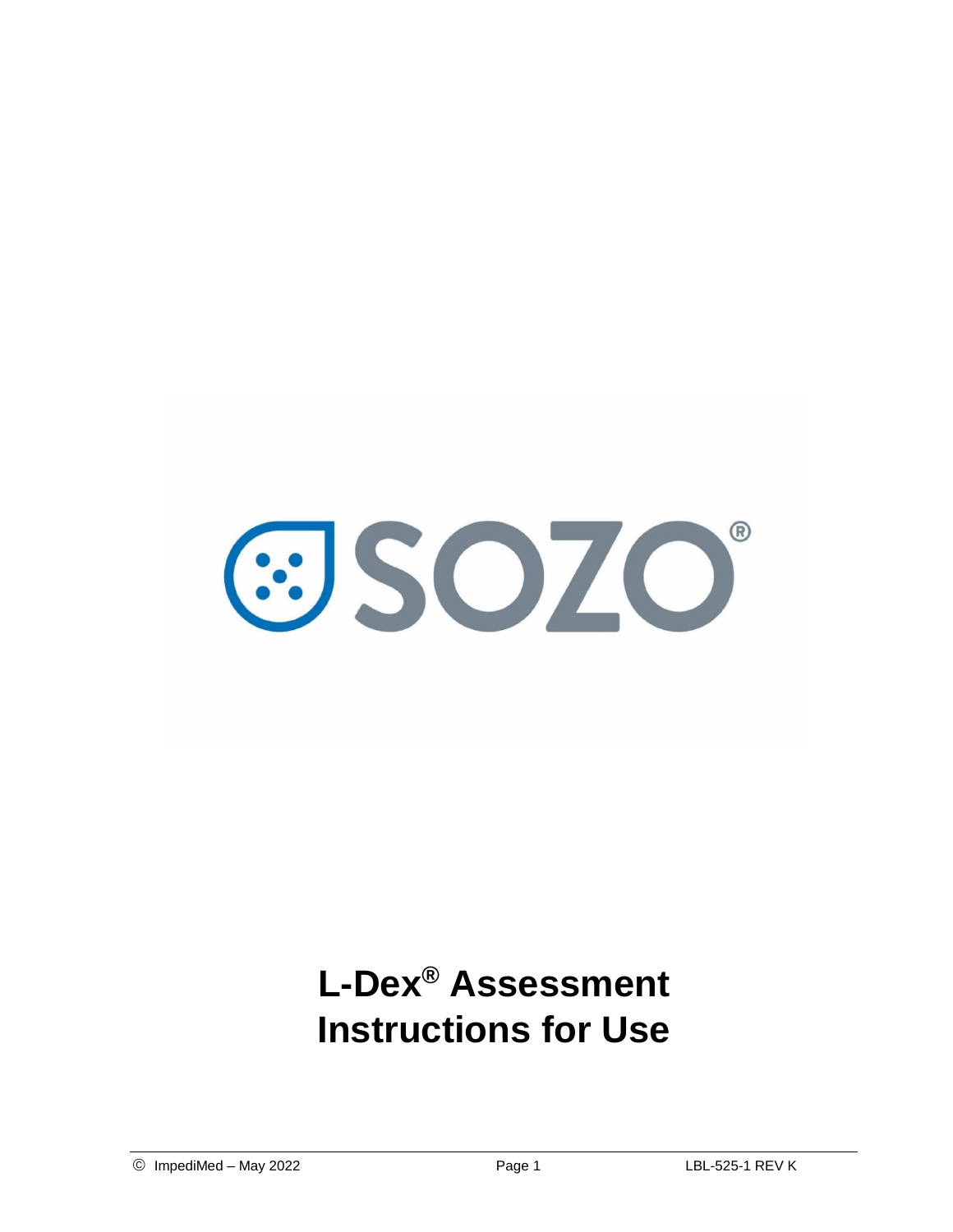SOZO®

# L-Dex® Assessment Instructions for Use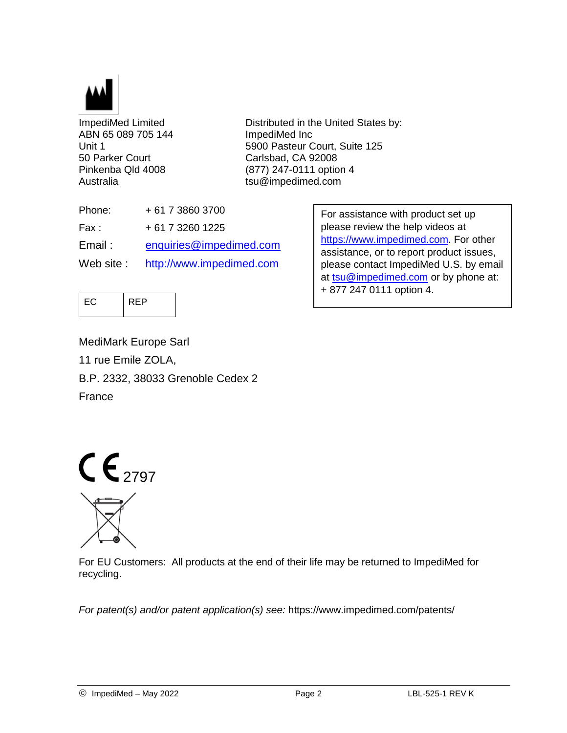ImpediMed Limited
ABN 65 089 705 144
Unit 1
50 Parker Court
Pinkenba Qld 4008
Australia

Distributed in the United States by:
ImpediMed Inc
5900 Pasteur Court, Suite 125
Carlsbad, CA 92008
(877) 247-0111 option 4
tsu@impedimed.com

| | |
|---|---|
| Phone: | + 61 7 3860 3700 |
| Fax : | + 61 7 3260 1225 |
| Email : | enquiries@impedimed.com |
| Web site : | http://www.impedimed.com |

For assistance with product set up please review the help videos at https://www.impedimed.com. For other assistance, or to report product issues, please contact ImpediMed U.S. by email at tsu@impedimed.com or by phone at: + 877 247 0111 option 4.

| EC | REP |
|---|---|

MediMark Europe Sarl
11 rue Emile ZOLA,
B.P. 2332, 38033 Grenoble Cedex 2
France

CE 2797

For EU Customers: All products at the end of their life may be returned to ImpediMed for recycling.

*For patent(s) and/or patent application(s) see:* https://www.impedimed.com/patents/

© ImpediMed – May 2022 LBL-525-1 REV K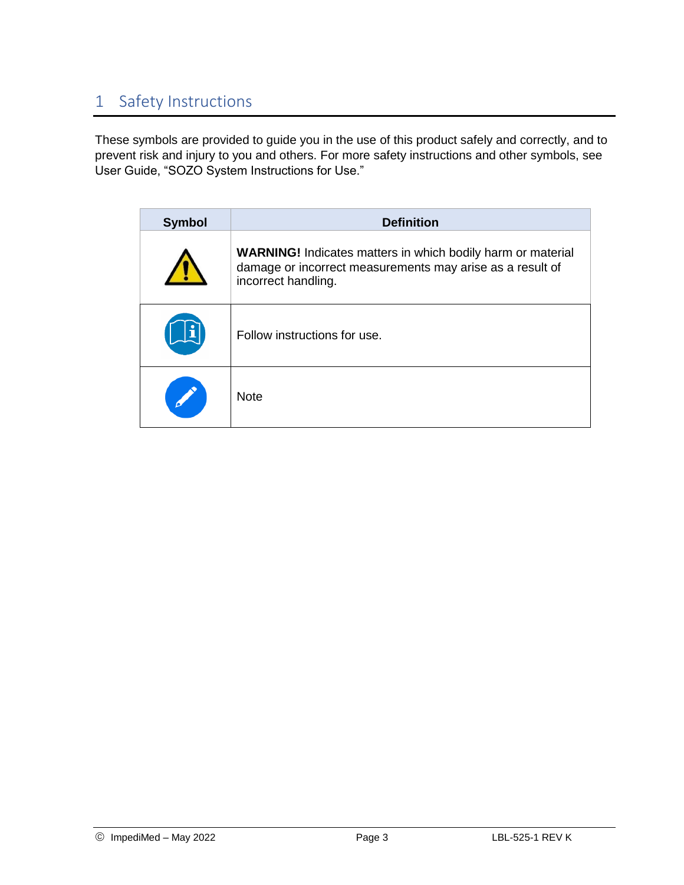# 1 Safety Instructions

These symbols are provided to guide you in the use of this product safely and correctly, and to prevent risk and injury to you and others. For more safety instructions and other symbols, see User Guide, "SOZO System Instructions for Use."

| Symbol | Definition |
| --- | --- |
| | **WARNING!** Indicates matters in which bodily harm or material damage or incorrect measurements may arise as a result of incorrect handling. |
| | Follow instructions for use. |
| | Note |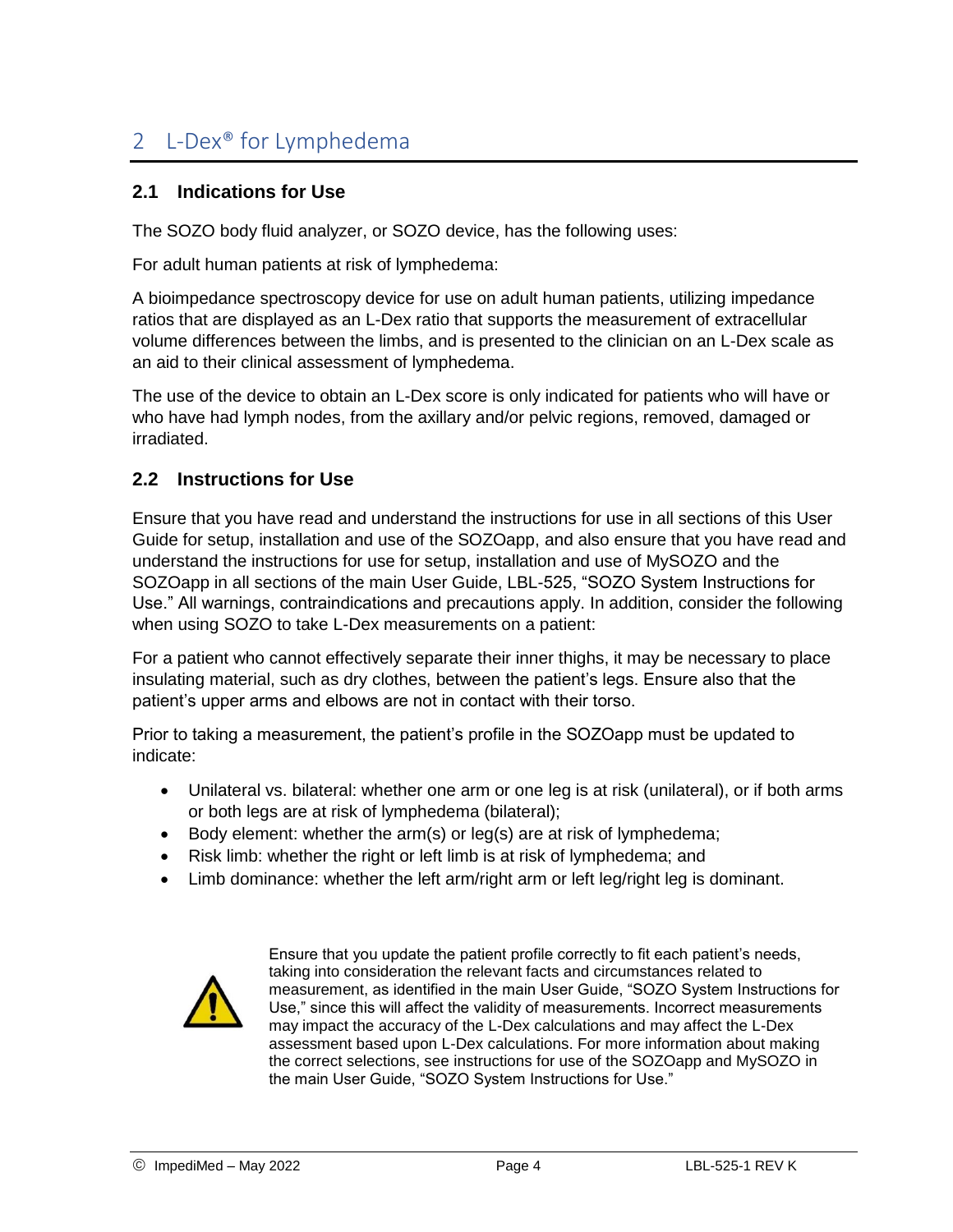# 2 L-Dex® for Lymphedema

## 2.1 Indications for Use

The SOZO body fluid analyzer, or SOZO device, has the following uses:

For adult human patients at risk of lymphedema:

A bioimpedance spectroscopy device for use on adult human patients, utilizing impedance ratios that are displayed as an L-Dex ratio that supports the measurement of extracellular volume differences between the limbs, and is presented to the clinician on an L-Dex scale as an aid to their clinical assessment of lymphedema.

The use of the device to obtain an L-Dex score is only indicated for patients who will have or who have had lymph nodes, from the axillary and/or pelvic regions, removed, damaged or irradiated.

## 2.2 Instructions for Use

Ensure that you have read and understand the instructions for use in all sections of this User Guide for setup, installation and use of the SOZOapp, and also ensure that you have read and understand the instructions for use for setup, installation and use of MySOZO and the SOZOapp in all sections of the main User Guide, LBL-525, "SOZO System Instructions for Use." All warnings, contraindications and precautions apply. In addition, consider the following when using SOZO to take L-Dex measurements on a patient:

For a patient who cannot effectively separate their inner thighs, it may be necessary to place insulating material, such as dry clothes, between the patient's legs. Ensure also that the patient's upper arms and elbows are not in contact with their torso.

Prior to taking a measurement, the patient's profile in the SOZOapp must be updated to indicate:

- Unilateral vs. bilateral: whether one arm or one leg is at risk (unilateral), or if both arms or both legs are at risk of lymphedema (bilateral);
- Body element: whether the arm(s) or leg(s) are at risk of lymphedema;
- Risk limb: whether the right or left limb is at risk of lymphedema; and
- Limb dominance: whether the left arm/right arm or left leg/right leg is dominant.

Ensure that you update the patient profile correctly to fit each patient's needs, taking into consideration the relevant facts and circumstances related to measurement, as identified in the main User Guide, "SOZO System Instructions for Use," since this will affect the validity of measurements. Incorrect measurements may impact the accuracy of the L-Dex calculations and may affect the L-Dex assessment based upon L-Dex calculations. For more information about making the correct selections, see instructions for use of the SOZOapp and MySOZO in the main User Guide, "SOZO System Instructions for Use."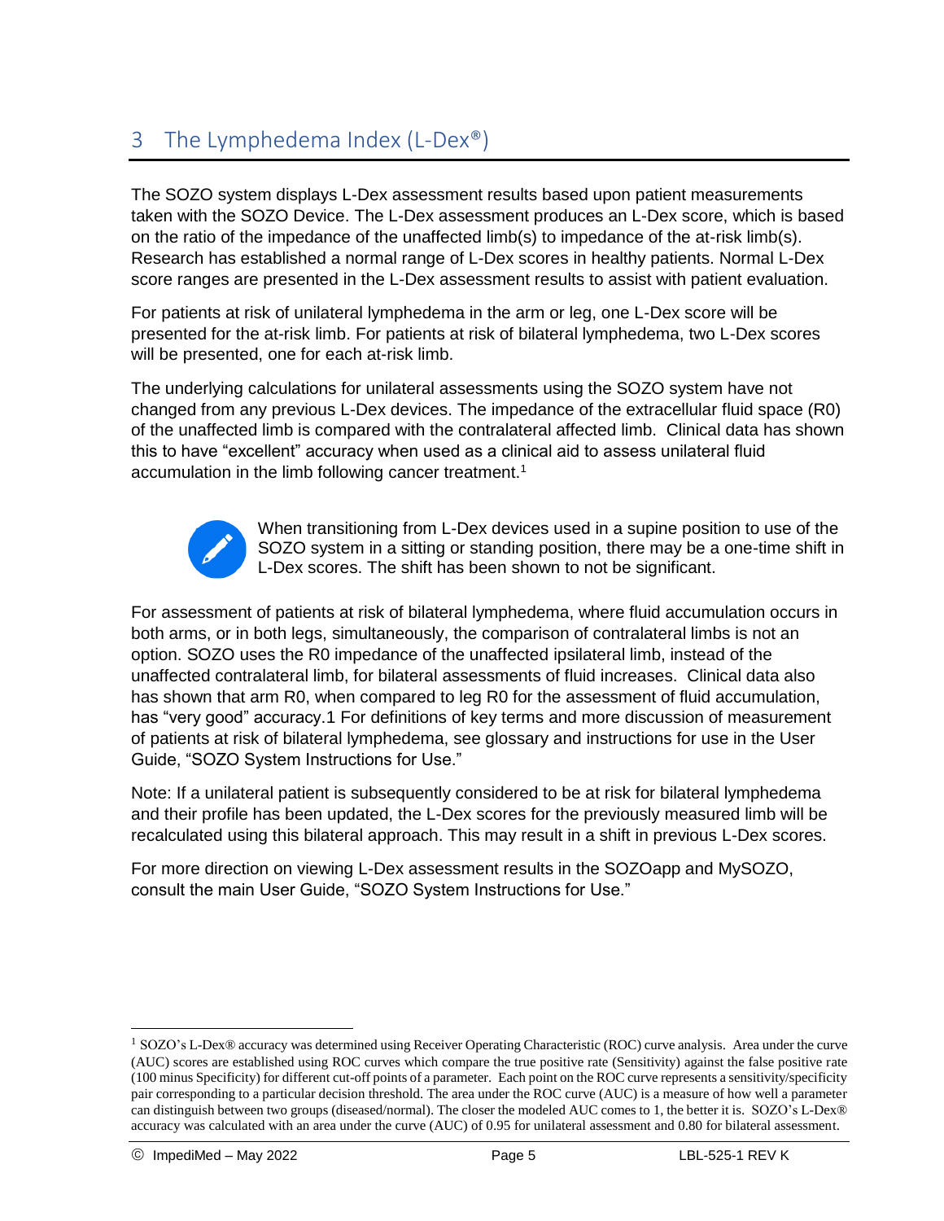## 3 The Lymphedema Index (L-Dex®)

The SOZO system displays L-Dex assessment results based upon patient measurements taken with the SOZO Device. The L-Dex assessment produces an L-Dex score, which is based on the ratio of the impedance of the unaffected limb(s) to impedance of the at-risk limb(s). Research has established a normal range of L-Dex scores in healthy patients. Normal L-Dex score ranges are presented in the L-Dex assessment results to assist with patient evaluation.

For patients at risk of unilateral lymphedema in the arm or leg, one L-Dex score will be presented for the at-risk limb. For patients at risk of bilateral lymphedema, two L-Dex scores will be presented, one for each at-risk limb.

The underlying calculations for unilateral assessments using the SOZO system have not changed from any previous L-Dex devices. The impedance of the extracellular fluid space (R0) of the unaffected limb is compared with the contralateral affected limb. Clinical data has shown this to have "excellent" accuracy when used as a clinical aid to assess unilateral fluid accumulation in the limb following cancer treatment.[1]

When transitioning from L-Dex devices used in a supine position to use of the SOZO system in a sitting or standing position, there may be a one-time shift in L-Dex scores. The shift has been shown to not be significant.

For assessment of patients at risk of bilateral lymphedema, where fluid accumulation occurs in both arms, or in both legs, simultaneously, the comparison of contralateral limbs is not an option. SOZO uses the R0 impedance of the unaffected ipsilateral limb, instead of the unaffected contralateral limb, for bilateral assessments of fluid increases. Clinical data also has shown that arm R0, when compared to leg R0 for the assessment of fluid accumulation, has "very good" accuracy.1 For definitions of key terms and more discussion of measurement of patients at risk of bilateral lymphedema, see glossary and instructions for use in the User Guide, "SOZO System Instructions for Use."

Note: If a unilateral patient is subsequently considered to be at risk for bilateral lymphedema and their profile has been updated, the L-Dex scores for the previously measured limb will be recalculated using this bilateral approach. This may result in a shift in previous L-Dex scores.

For more direction on viewing L-Dex assessment results in the SOZOapp and MySOZO, consult the main User Guide, "SOZO System Instructions for Use."

---

[1] SOZO's L-Dex® accuracy was determined using Receiver Operating Characteristic (ROC) curve analysis. Area under the curve (AUC) scores are established using ROC curves which compare the true positive rate (Sensitivity) against the false positive rate (100 minus Specificity) for different cut-off points of a parameter. Each point on the ROC curve represents a sensitivity/specificity pair corresponding to a particular decision threshold. The area under the ROC curve (AUC) is a measure of how well a parameter can distinguish between two groups (diseased/normal). The closer the modeled AUC comes to 1, the better it is. SOZO's L-Dex® accuracy was calculated with an area under the curve (AUC) of 0.95 for unilateral assessment and 0.80 for bilateral assessment.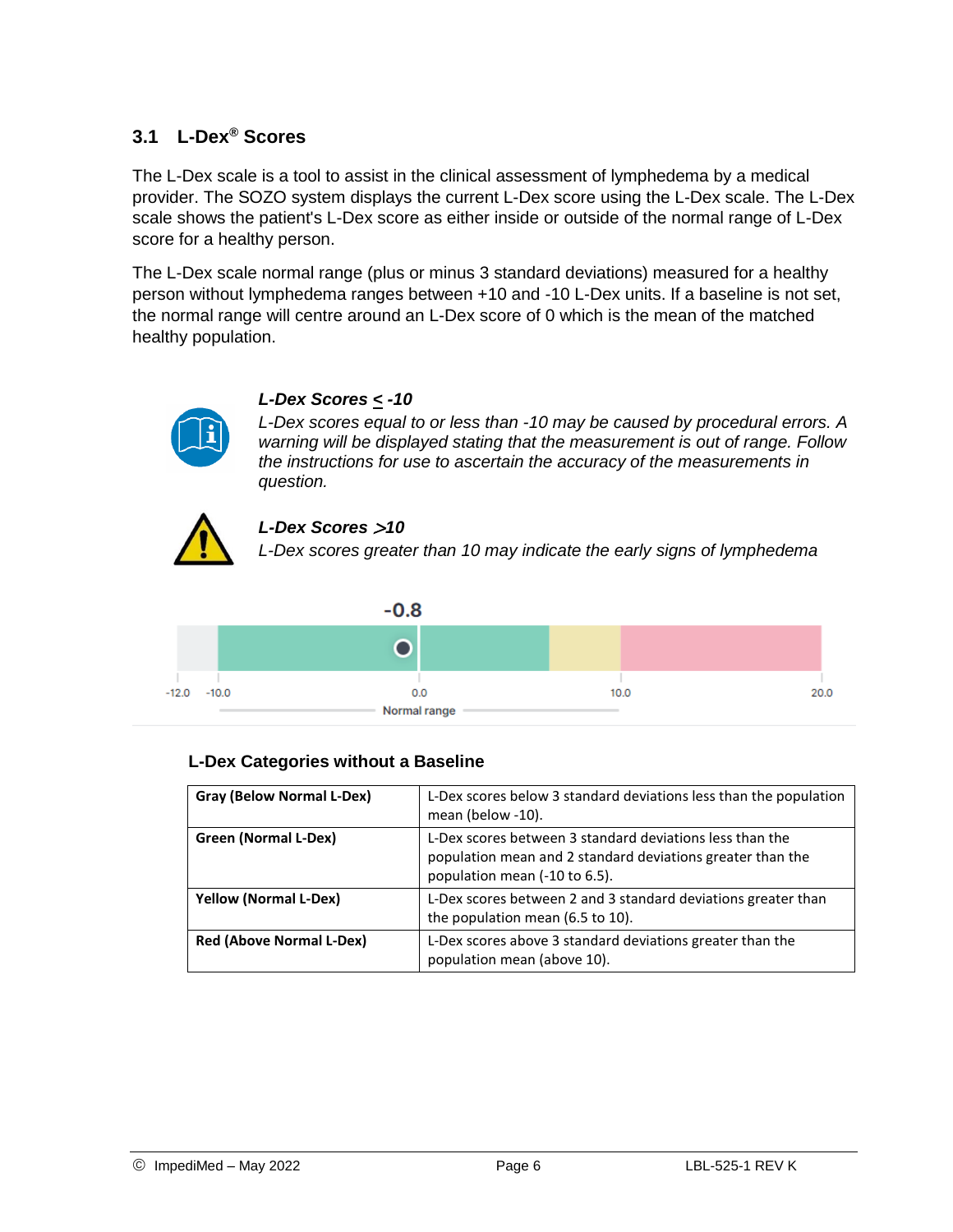### 3.1 L-Dex® Scores

The L-Dex scale is a tool to assist in the clinical assessment of lymphedema by a medical provider. The SOZO system displays the current L-Dex score using the L-Dex scale. The L-Dex scale shows the patient's L-Dex score as either inside or outside of the normal range of L-Dex score for a healthy person.

The L-Dex scale normal range (plus or minus 3 standard deviations) measured for a healthy person without lymphedema ranges between +10 and -10 L-Dex units. If a baseline is not set, the normal range will centre around an L-Dex score of 0 which is the mean of the matched healthy population.

***L-Dex Scores ≤ -10***

*L-Dex scores equal to or less than -10 may be caused by procedural errors. A warning will be displayed stating that the measurement is out of range. Follow the instructions for use to ascertain the accuracy of the measurements in question.*

***L-Dex Scores >10***

*L-Dex scores greater than 10 may indicate the early signs of lymphedema*

-0.8

-12.0 -10.0 0.0 10.0 20.0

Normal range

#### L-Dex Categories without a Baseline

| | |
|---|---|
| **Gray (Below Normal L-Dex)** | L-Dex scores below 3 standard deviations less than the population mean (below -10). |
| **Green (Normal L-Dex)** | L-Dex scores between 3 standard deviations less than the population mean and 2 standard deviations greater than the population mean (-10 to 6.5). |
| **Yellow (Normal L-Dex)** | L-Dex scores between 2 and 3 standard deviations greater than the population mean (6.5 to 10). |
| **Red (Above Normal L-Dex)** | L-Dex scores above 3 standard deviations greater than the population mean (above 10). |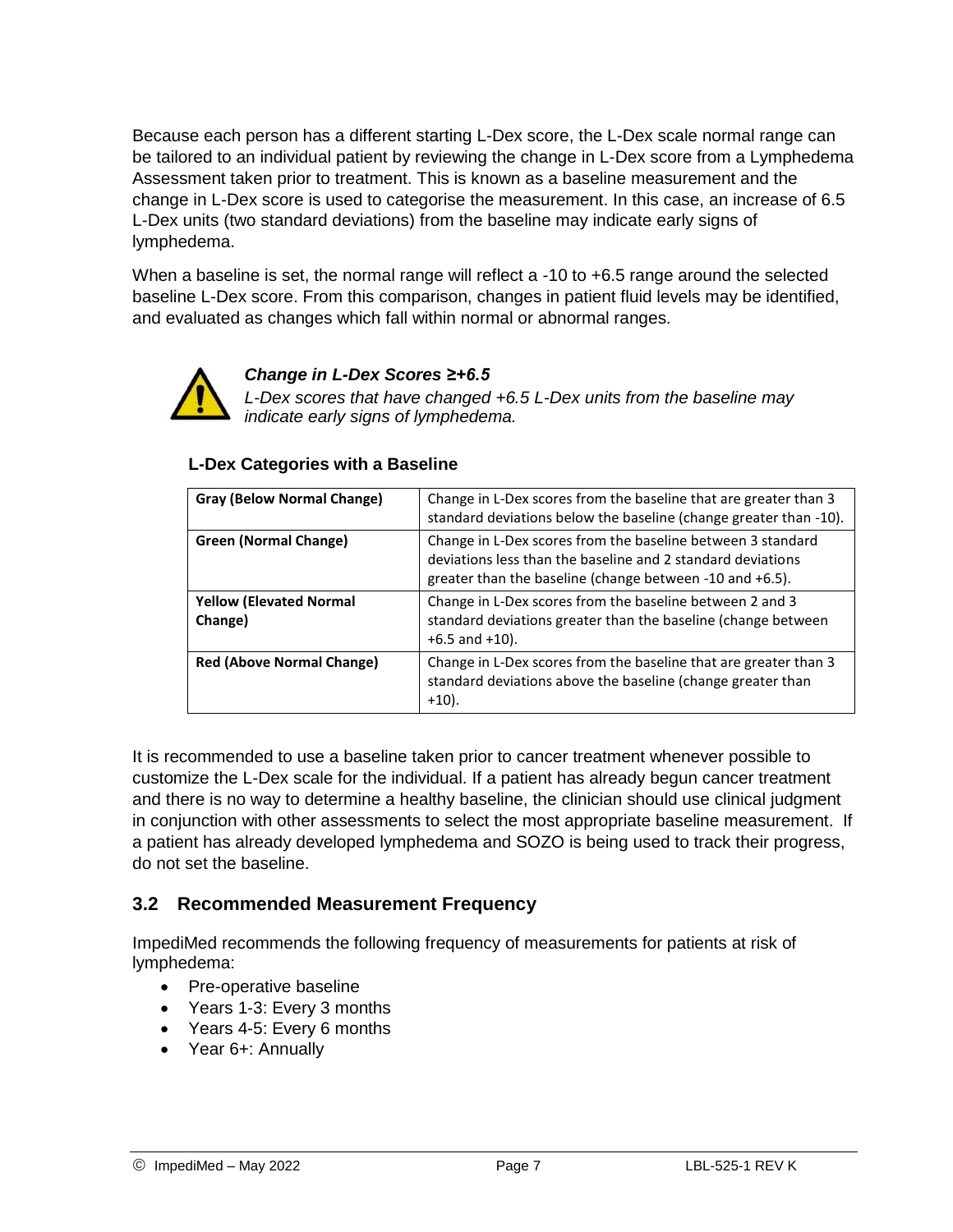Because each person has a different starting L-Dex score, the L-Dex scale normal range can be tailored to an individual patient by reviewing the change in L-Dex score from a Lymphedema Assessment taken prior to treatment. This is known as a baseline measurement and the change in L-Dex score is used to categorise the measurement. In this case, an increase of 6.5 L-Dex units (two standard deviations) from the baseline may indicate early signs of lymphedema.

When a baseline is set, the normal range will reflect a -10 to +6.5 range around the selected baseline L-Dex score. From this comparison, changes in patient fluid levels may be identified, and evaluated as changes which fall within normal or abnormal ranges.

***Change in L-Dex Scores ≥+6.5***

*L-Dex scores that have changed +6.5 L-Dex units from the baseline may indicate early signs of lymphedema.*

**L-Dex Categories with a Baseline**

| | |
|---|---|
| **Gray (Below Normal Change)** | Change in L-Dex scores from the baseline that are greater than 3 standard deviations below the baseline (change greater than -10). |
| **Green (Normal Change)** | Change in L-Dex scores from the baseline between 3 standard deviations less than the baseline and 2 standard deviations greater than the baseline (change between -10 and +6.5). |
| **Yellow (Elevated Normal Change)** | Change in L-Dex scores from the baseline between 2 and 3 standard deviations greater than the baseline (change between +6.5 and +10). |
| **Red (Above Normal Change)** | Change in L-Dex scores from the baseline that are greater than 3 standard deviations above the baseline (change greater than +10). |

It is recommended to use a baseline taken prior to cancer treatment whenever possible to customize the L-Dex scale for the individual. If a patient has already begun cancer treatment and there is no way to determine a healthy baseline, the clinician should use clinical judgment in conjunction with other assessments to select the most appropriate baseline measurement. If a patient has already developed lymphedema and SOZO is being used to track their progress, do not set the baseline.

## 3.2 Recommended Measurement Frequency

ImpediMed recommends the following frequency of measurements for patients at risk of lymphedema:

- Pre-operative baseline
- Years 1-3: Every 3 months
- Years 4-5: Every 6 months
- Year 6+: Annually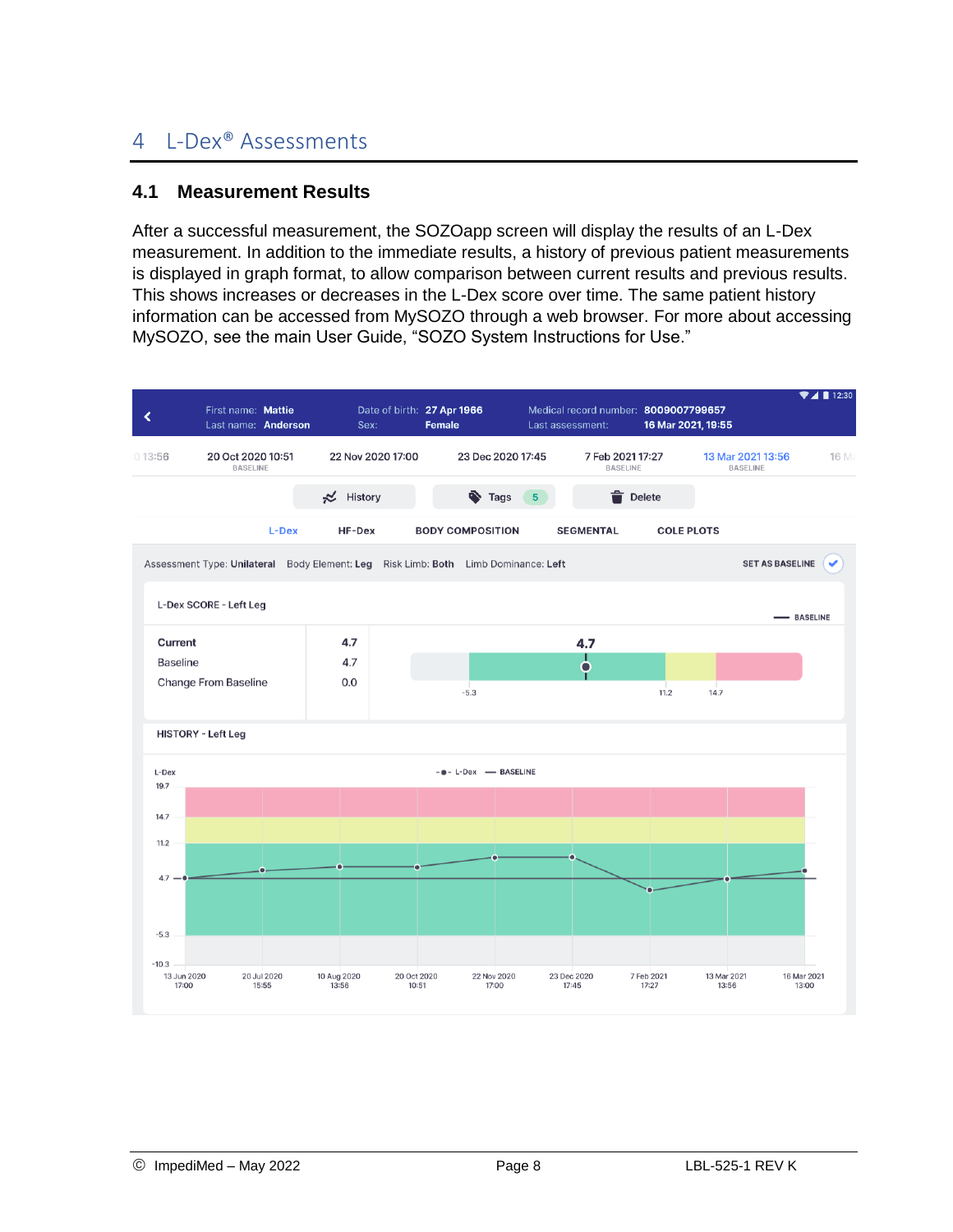# 4 L-Dex® Assessments

## 4.1 Measurement Results

After a successful measurement, the SOZOapp screen will display the results of an L-Dex measurement. In addition to the immediate results, a history of previous patient measurements is displayed in graph format, to allow comparison between current results and previous results. This shows increases or decreases in the L-Dex score over time. The same patient history information can be accessed from MySOZO through a web browser. For more about accessing MySOZO, see the main User Guide, "SOZO System Instructions for Use."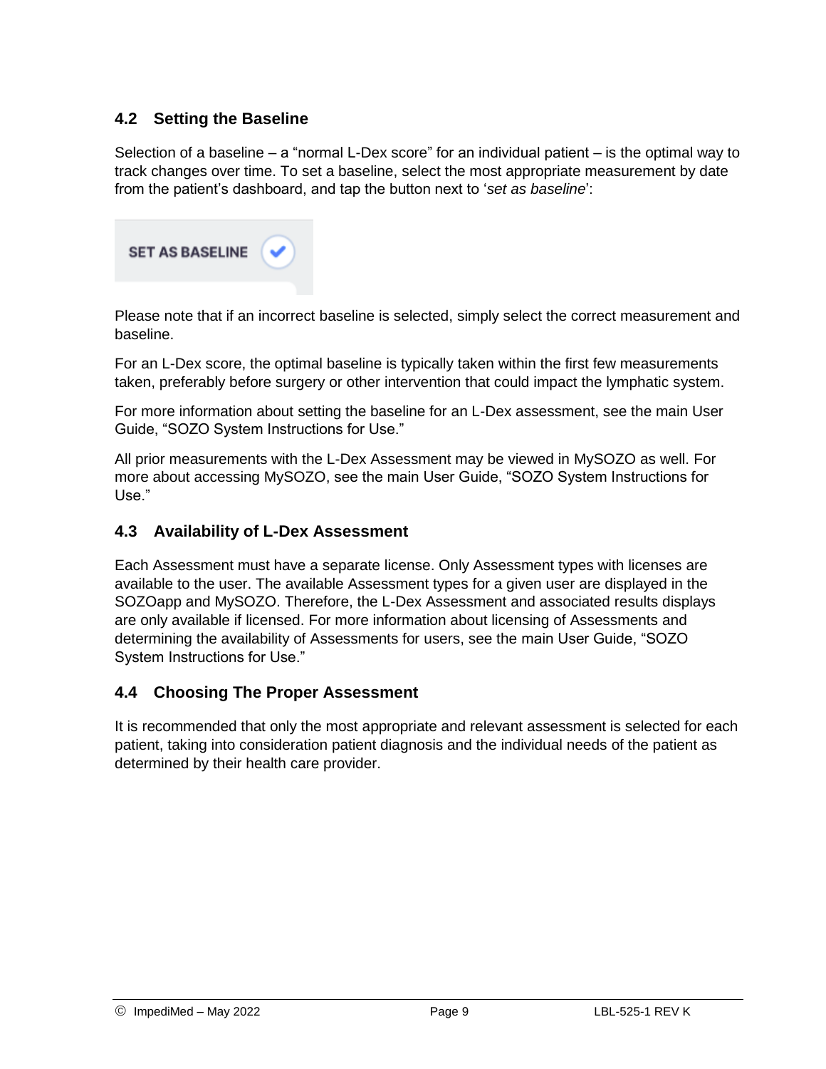## 4.2 Setting the Baseline

Selection of a baseline – a "normal L-Dex score" for an individual patient – is the optimal way to track changes over time. To set a baseline, select the most appropriate measurement by date from the patient's dashboard, and tap the button next to '*set as baseline*':

SET AS BASELINE

Please note that if an incorrect baseline is selected, simply select the correct measurement and baseline.

For an L-Dex score, the optimal baseline is typically taken within the first few measurements taken, preferably before surgery or other intervention that could impact the lymphatic system.

For more information about setting the baseline for an L-Dex assessment, see the main User Guide, "SOZO System Instructions for Use."

All prior measurements with the L-Dex Assessment may be viewed in MySOZO as well. For more about accessing MySOZO, see the main User Guide, "SOZO System Instructions for Use."

## 4.3 Availability of L-Dex Assessment

Each Assessment must have a separate license. Only Assessment types with licenses are available to the user. The available Assessment types for a given user are displayed in the SOZOapp and MySOZO. Therefore, the L-Dex Assessment and associated results displays are only available if licensed. For more information about licensing of Assessments and determining the availability of Assessments for users, see the main User Guide, "SOZO System Instructions for Use."

## 4.4 Choosing The Proper Assessment

It is recommended that only the most appropriate and relevant assessment is selected for each patient, taking into consideration patient diagnosis and the individual needs of the patient as determined by their health care provider.